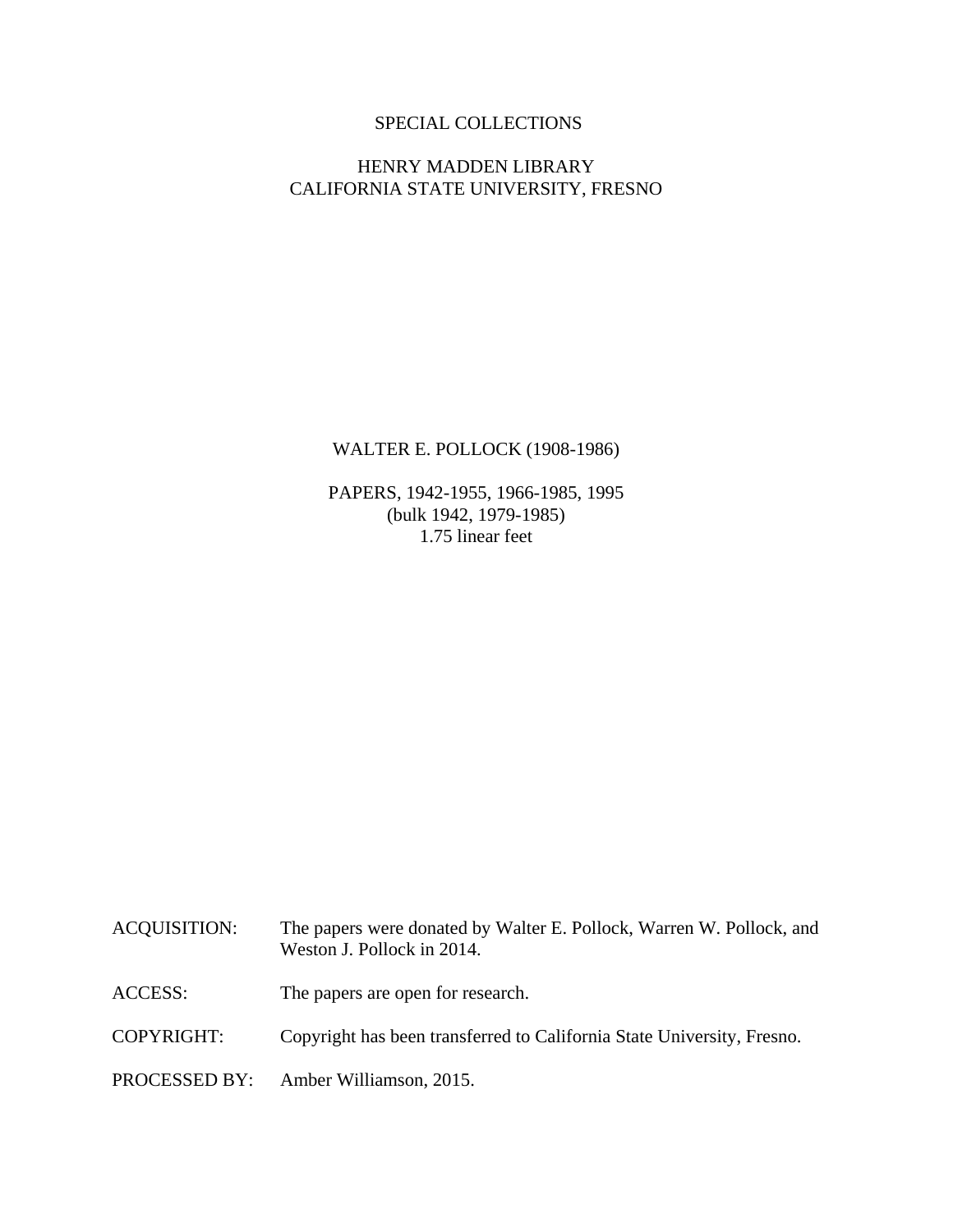SPECIAL COLLECTIONS

HENRY MADDEN LIBRARY
CALIFORNIA STATE UNIVERSITY, FRESNO

# WALTER E. POLLOCK (1908-1986)

PAPERS, 1942-1955, 1966-1985, 1995
(bulk 1942, 1979-1985)
1.75 linear feet

ACQUISITION: The papers were donated by Walter E. Pollock, Warren W. Pollock, and Weston J. Pollock in 2014.

ACCESS: The papers are open for research.

COPYRIGHT: Copyright has been transferred to California State University, Fresno.

PROCESSED BY: Amber Williamson, 2015.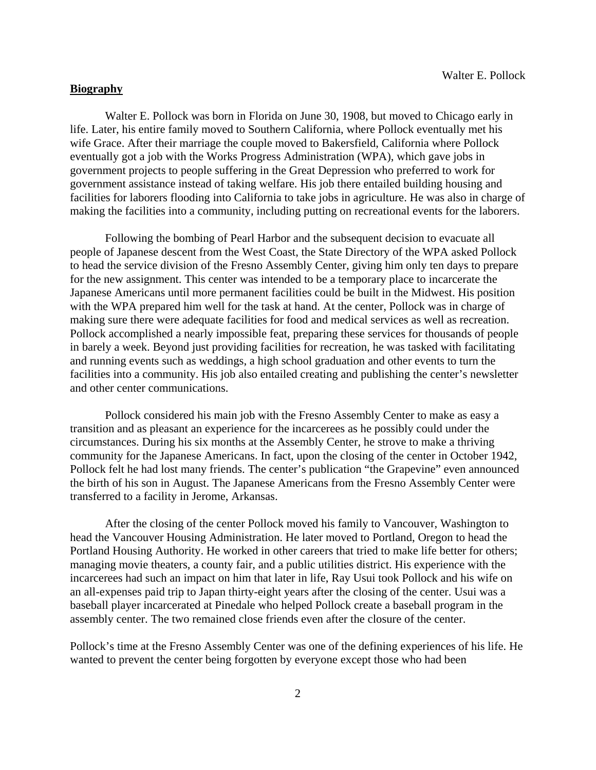## Biography

Walter E. Pollock was born in Florida on June 30, 1908, but moved to Chicago early in life. Later, his entire family moved to Southern California, where Pollock eventually met his wife Grace. After their marriage the couple moved to Bakersfield, California where Pollock eventually got a job with the Works Progress Administration (WPA), which gave jobs in government projects to people suffering in the Great Depression who preferred to work for government assistance instead of taking welfare. His job there entailed building housing and facilities for laborers flooding into California to take jobs in agriculture. He was also in charge of making the facilities into a community, including putting on recreational events for the laborers.

Following the bombing of Pearl Harbor and the subsequent decision to evacuate all people of Japanese descent from the West Coast, the State Directory of the WPA asked Pollock to head the service division of the Fresno Assembly Center, giving him only ten days to prepare for the new assignment. This center was intended to be a temporary place to incarcerate the Japanese Americans until more permanent facilities could be built in the Midwest. His position with the WPA prepared him well for the task at hand. At the center, Pollock was in charge of making sure there were adequate facilities for food and medical services as well as recreation. Pollock accomplished a nearly impossible feat, preparing these services for thousands of people in barely a week. Beyond just providing facilities for recreation, he was tasked with facilitating and running events such as weddings, a high school graduation and other events to turn the facilities into a community. His job also entailed creating and publishing the center's newsletter and other center communications.

Pollock considered his main job with the Fresno Assembly Center to make as easy a transition and as pleasant an experience for the incarcerees as he possibly could under the circumstances. During his six months at the Assembly Center, he strove to make a thriving community for the Japanese Americans. In fact, upon the closing of the center in October 1942, Pollock felt he had lost many friends. The center's publication "the Grapevine" even announced the birth of his son in August. The Japanese Americans from the Fresno Assembly Center were transferred to a facility in Jerome, Arkansas.

After the closing of the center Pollock moved his family to Vancouver, Washington to head the Vancouver Housing Administration. He later moved to Portland, Oregon to head the Portland Housing Authority. He worked in other careers that tried to make life better for others; managing movie theaters, a county fair, and a public utilities district. His experience with the incarcerees had such an impact on him that later in life, Ray Usui took Pollock and his wife on an all-expenses paid trip to Japan thirty-eight years after the closing of the center. Usui was a baseball player incarcerated at Pinedale who helped Pollock create a baseball program in the assembly center. The two remained close friends even after the closure of the center.

Pollock's time at the Fresno Assembly Center was one of the defining experiences of his life. He wanted to prevent the center being forgotten by everyone except those who had been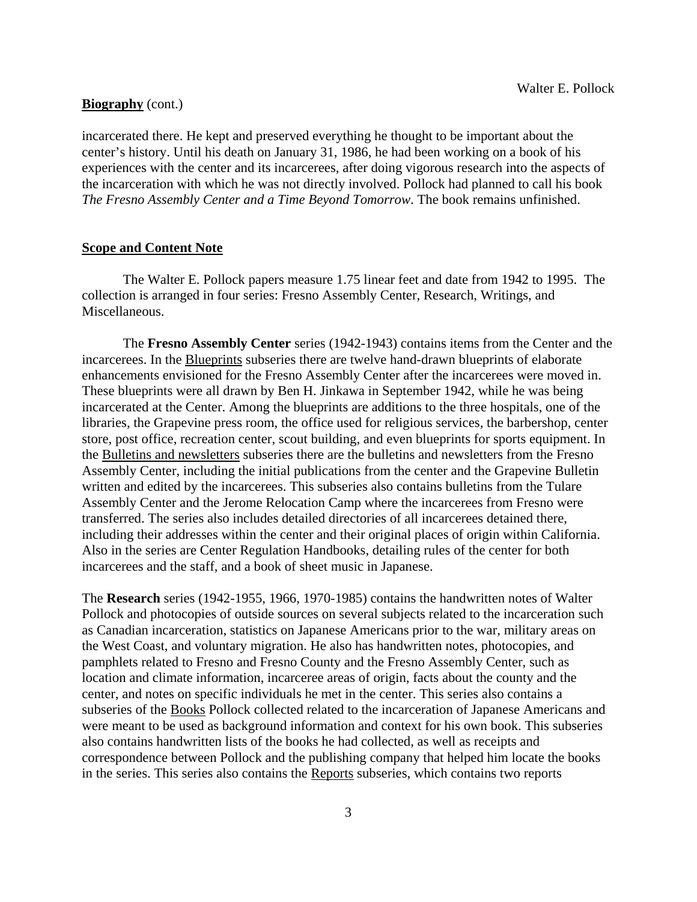**Biography** (cont.)

incarcerated there. He kept and preserved everything he thought to be important about the center's history. Until his death on January 31, 1986, he had been working on a book of his experiences with the center and its incarcerees, after doing vigorous research into the aspects of the incarceration with which he was not directly involved. Pollock had planned to call his book *The Fresno Assembly Center and a Time Beyond Tomorrow*. The book remains unfinished.

## Scope and Content Note

The Walter E. Pollock papers measure 1.75 linear feet and date from 1942 to 1995. The collection is arranged in four series: Fresno Assembly Center, Research, Writings, and Miscellaneous.

The **Fresno Assembly Center** series (1942-1943) contains items from the Center and the incarcerees. In the Blueprints subseries there are twelve hand-drawn blueprints of elaborate enhancements envisioned for the Fresno Assembly Center after the incarcerees were moved in. These blueprints were all drawn by Ben H. Jinkawa in September 1942, while he was being incarcerated at the Center. Among the blueprints are additions to the three hospitals, one of the libraries, the Grapevine press room, the office used for religious services, the barbershop, center store, post office, recreation center, scout building, and even blueprints for sports equipment. In the Bulletins and newsletters subseries there are the bulletins and newsletters from the Fresno Assembly Center, including the initial publications from the center and the Grapevine Bulletin written and edited by the incarcerees. This subseries also contains bulletins from the Tulare Assembly Center and the Jerome Relocation Camp where the incarcerees from Fresno were transferred. The series also includes detailed directories of all incarcerees detained there, including their addresses within the center and their original places of origin within California. Also in the series are Center Regulation Handbooks, detailing rules of the center for both incarcerees and the staff, and a book of sheet music in Japanese.

The **Research** series (1942-1955, 1966, 1970-1985) contains the handwritten notes of Walter Pollock and photocopies of outside sources on several subjects related to the incarceration such as Canadian incarceration, statistics on Japanese Americans prior to the war, military areas on the West Coast, and voluntary migration. He also has handwritten notes, photocopies, and pamphlets related to Fresno and Fresno County and the Fresno Assembly Center, such as location and climate information, incarceree areas of origin, facts about the county and the center, and notes on specific individuals he met in the center. This series also contains a subseries of the Books Pollock collected related to the incarceration of Japanese Americans and were meant to be used as background information and context for his own book. This subseries also contains handwritten lists of the books he had collected, as well as receipts and correspondence between Pollock and the publishing company that helped him locate the books in the series. This series also contains the Reports subseries, which contains two reports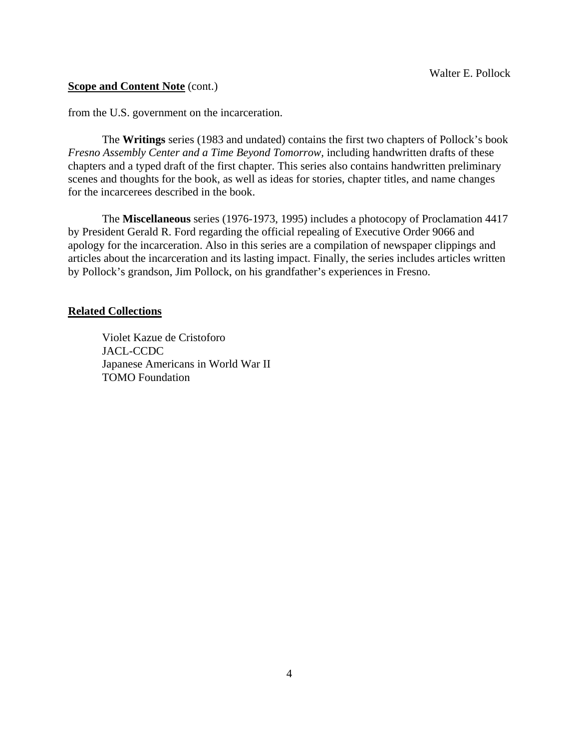**Scope and Content Note** (cont.)

from the U.S. government on the incarceration.

The **Writings** series (1983 and undated) contains the first two chapters of Pollock's book *Fresno Assembly Center and a Time Beyond Tomorrow*, including handwritten drafts of these chapters and a typed draft of the first chapter. This series also contains handwritten preliminary scenes and thoughts for the book, as well as ideas for stories, chapter titles, and name changes for the incarcerees described in the book.

The **Miscellaneous** series (1976-1973, 1995) includes a photocopy of Proclamation 4417 by President Gerald R. Ford regarding the official repealing of Executive Order 9066 and apology for the incarceration. Also in this series are a compilation of newspaper clippings and articles about the incarceration and its lasting impact. Finally, the series includes articles written by Pollock's grandson, Jim Pollock, on his grandfather's experiences in Fresno.

**Related Collections**

Violet Kazue de Cristoforo
JACL-CCDC
Japanese Americans in World War II
TOMO Foundation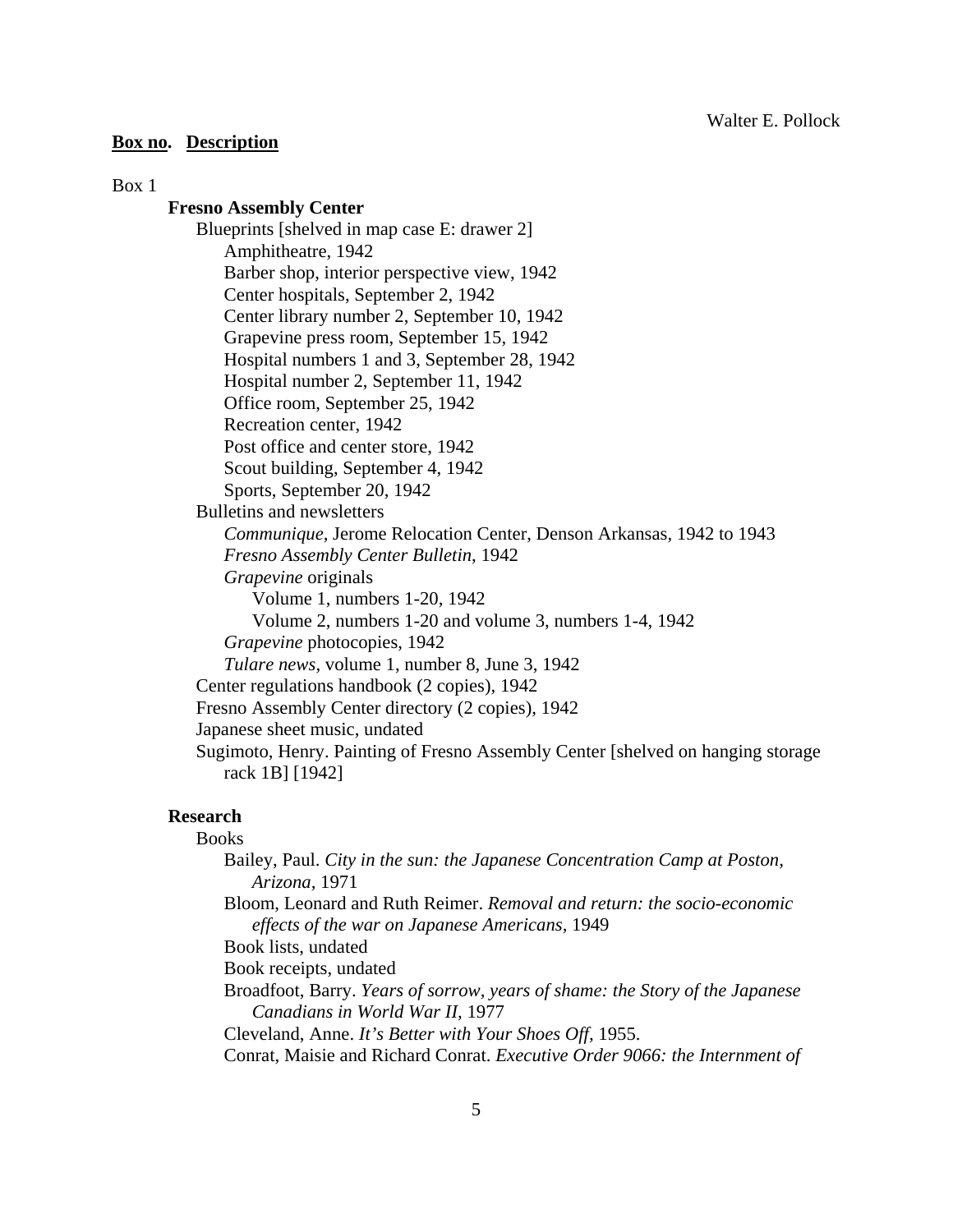**Box no. Description**

Box 1

**Fresno Assembly Center**

- Blueprints [shelved in map case E: drawer 2]
    - Amphitheatre, 1942
    - Barber shop, interior perspective view, 1942
    - Center hospitals, September 2, 1942
    - Center library number 2, September 10, 1942
    - Grapevine press room, September 15, 1942
    - Hospital numbers 1 and 3, September 28, 1942
    - Hospital number 2, September 11, 1942
    - Office room, September 25, 1942
    - Recreation center, 1942
    - Post office and center store, 1942
    - Scout building, September 4, 1942
    - Sports, September 20, 1942
- Bulletins and newsletters
    - *Communique*, Jerome Relocation Center, Denson Arkansas, 1942 to 1943
    - *Fresno Assembly Center Bulletin*, 1942
    - *Grapevine* originals
        - Volume 1, numbers 1-20, 1942
        - Volume 2, numbers 1-20 and volume 3, numbers 1-4, 1942
    - *Grapevine* photocopies, 1942
    - *Tulare news*, volume 1, number 8, June 3, 1942
- Center regulations handbook (2 copies), 1942
- Fresno Assembly Center directory (2 copies), 1942
- Japanese sheet music, undated
- Sugimoto, Henry. Painting of Fresno Assembly Center [shelved on hanging storage rack 1B] [1942]

**Research**

- Books
    - Bailey, Paul. *City in the sun: the Japanese Concentration Camp at Poston, Arizona*, 1971
    - Bloom, Leonard and Ruth Reimer. *Removal and return: the socio-economic effects of the war on Japanese Americans*, 1949
    - Book lists, undated
    - Book receipts, undated
    - Broadfoot, Barry. *Years of sorrow, years of shame: the Story of the Japanese Canadians in World War II*, 1977
    - Cleveland, Anne. *It's Better with Your Shoes Off*, 1955.
    - Conrat, Maisie and Richard Conrat. *Executive Order 9066: the Internment of*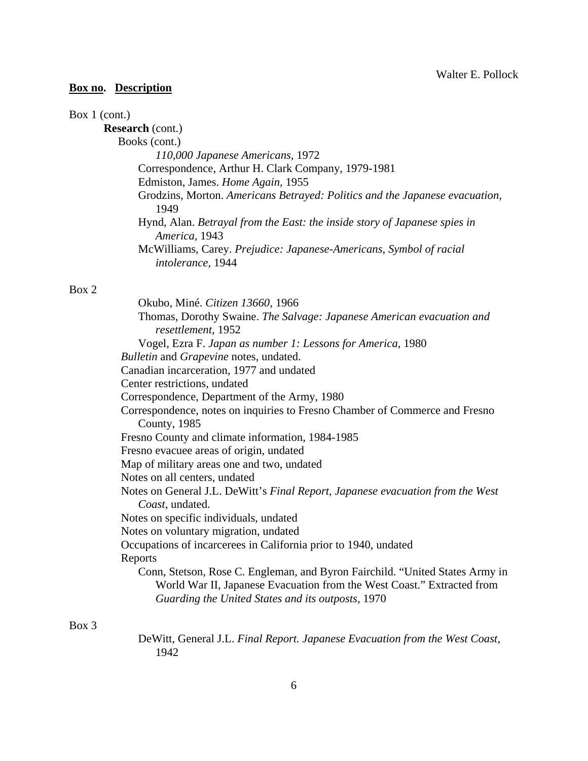**Box no. Description**

Box 1 (cont.)

**Research** (cont.)

Books (cont.)

- *110,000 Japanese Americans*, 1972
- Correspondence, Arthur H. Clark Company, 1979-1981
- Edmiston, James. *Home Again*, 1955
- Grodzins, Morton. *Americans Betrayed: Politics and the Japanese evacuation,* 1949
- Hynd, Alan. *Betrayal from the East: the inside story of Japanese spies in America*, 1943
- McWilliams, Carey. *Prejudice: Japanese-Americans, Symbol of racial intolerance*, 1944

Box 2

- Okubo, Miné. *Citizen 13660*, 1966
- Thomas, Dorothy Swaine. *The Salvage: Japanese American evacuation and resettlement*, 1952
- Vogel, Ezra F. *Japan as number 1: Lessons for America*, 1980

*Bulletin* and *Grapevine* notes, undated.

Canadian incarceration, 1977 and undated

Center restrictions, undated

Correspondence, Department of the Army, 1980

Correspondence, notes on inquiries to Fresno Chamber of Commerce and Fresno County, 1985

Fresno County and climate information, 1984-1985

Fresno evacuee areas of origin, undated

Map of military areas one and two, undated

Notes on all centers, undated

Notes on General J.L. DeWitt's *Final Report, Japanese evacuation from the West Coast*, undated.

Notes on specific individuals, undated

Notes on voluntary migration, undated

Occupations of incarcerees in California prior to 1940, undated

Reports

- Conn, Stetson, Rose C. Engleman, and Byron Fairchild. "United States Army in World War II, Japanese Evacuation from the West Coast." Extracted from *Guarding the United States and its outposts*, 1970

Box 3

- DeWitt, General J.L. *Final Report. Japanese Evacuation from the West Coast*, 1942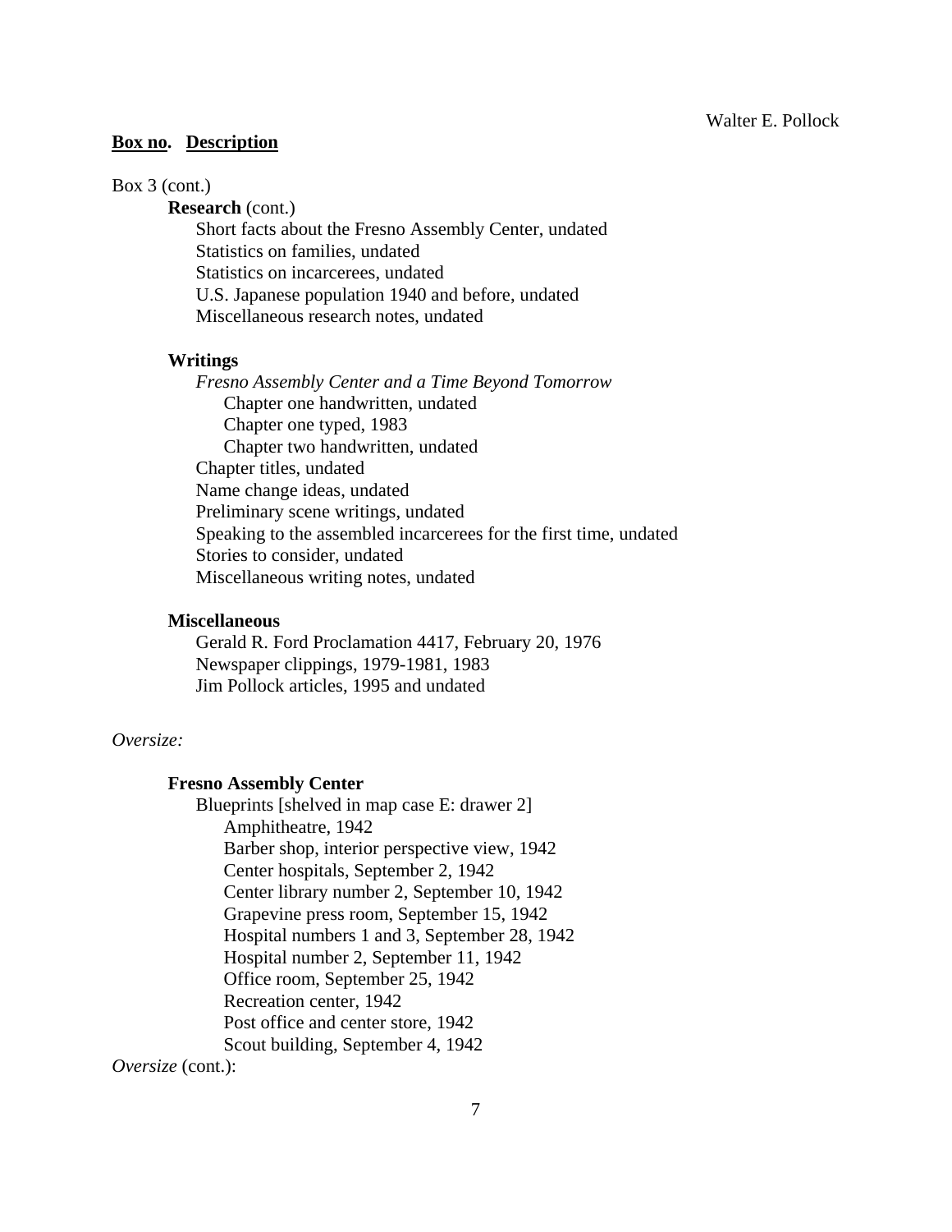**Box no. Description**

Box 3 (cont.)

**Research** (cont.)

- Short facts about the Fresno Assembly Center, undated
- Statistics on families, undated
- Statistics on incarcerees, undated
- U.S. Japanese population 1940 and before, undated
- Miscellaneous research notes, undated

**Writings**

- *Fresno Assembly Center and a Time Beyond Tomorrow*
  - Chapter one handwritten, undated
  - Chapter one typed, 1983
  - Chapter two handwritten, undated
- Chapter titles, undated
- Name change ideas, undated
- Preliminary scene writings, undated
- Speaking to the assembled incarcerees for the first time, undated
- Stories to consider, undated
- Miscellaneous writing notes, undated

**Miscellaneous**

- Gerald R. Ford Proclamation 4417, February 20, 1976
- Newspaper clippings, 1979-1981, 1983
- Jim Pollock articles, 1995 and undated

*Oversize:*

**Fresno Assembly Center**

- Blueprints [shelved in map case E: drawer 2]
  - Amphitheatre, 1942
  - Barber shop, interior perspective view, 1942
  - Center hospitals, September 2, 1942
  - Center library number 2, September 10, 1942
  - Grapevine press room, September 15, 1942
  - Hospital numbers 1 and 3, September 28, 1942
  - Hospital number 2, September 11, 1942
  - Office room, September 25, 1942
  - Recreation center, 1942
  - Post office and center store, 1942
  - Scout building, September 4, 1942

*Oversize* (cont.):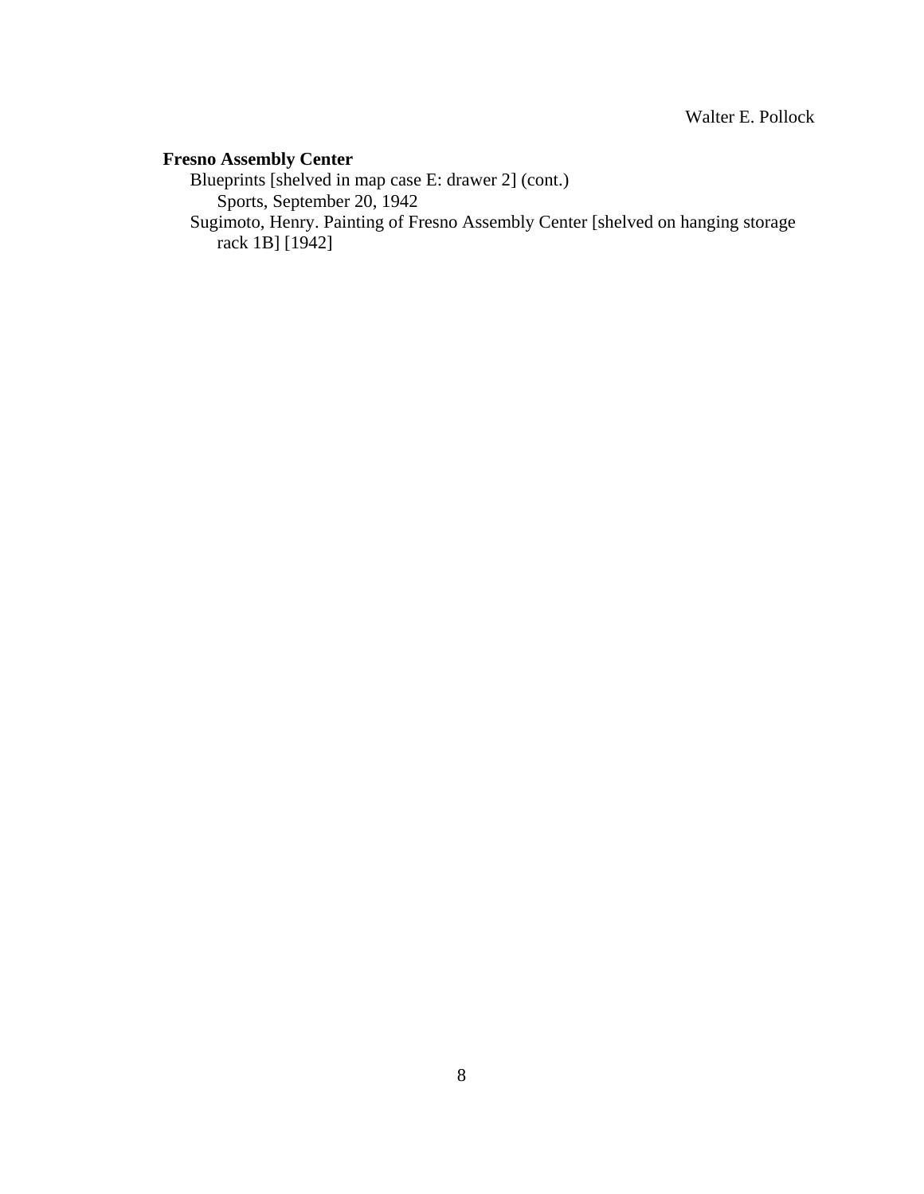**Fresno Assembly Center**

Blueprints [shelved in map case E: drawer 2] (cont.)

Sports, September 20, 1942

Sugimoto, Henry. Painting of Fresno Assembly Center [shelved on hanging storage rack 1B] [1942]